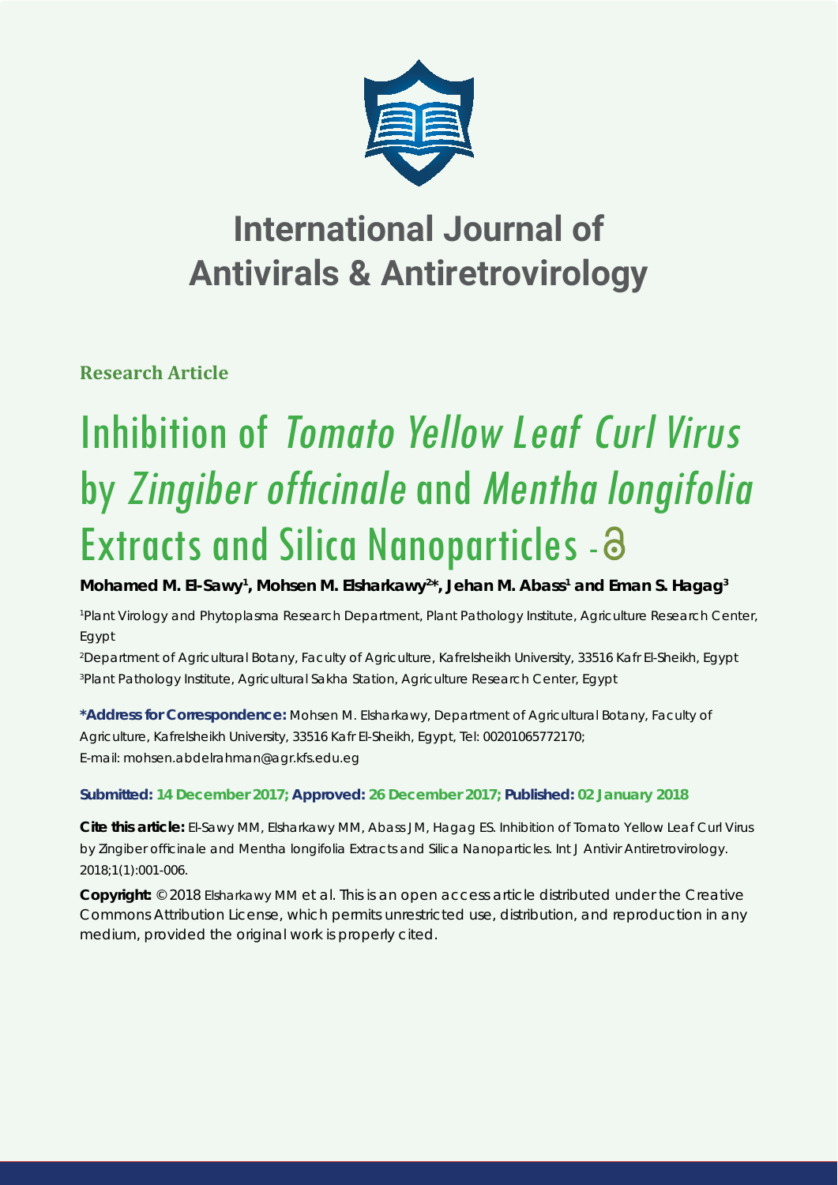# International Journal of Antivirals & Antiretrovirology

**Research Article**

# Inhibition of *Tomato Yellow Leaf Curl Virus* by *Zingiber officinale* and *Mentha longifolia* Extracts and Silica Nanoparticles

**Mohamed M. El-Sawy[1], Mohsen M. Elsharkawy[2]*, Jehan M. Abass[1] and Eman S. Hagag[3]**

[1]Plant Virology and Phytoplasma Research Department, Plant Pathology Institute, Agriculture Research Center, Egypt

[2]Department of Agricultural Botany, Faculty of Agriculture, Kafrelsheikh University, 33516 Kafr El-Sheikh, Egypt

[3]Plant Pathology Institute, Agricultural Sakha Station, Agriculture Research Center, Egypt

**\*Address for Correspondence:** Mohsen M. Elsharkawy, Department of Agricultural Botany, Faculty of Agriculture, Kafrelsheikh University, 33516 Kafr El-Sheikh, Egypt, Tel: 00201065772170; E-mail: mohsen.abdelrahman@agr.kfs.edu.eg

**Submitted: 14 December 2017; Approved: 26 December 2017; Published: 02 January 2018**

**Cite this article:** El-Sawy MM, Elsharkawy MM, Abass JM, Hagag ES. Inhibition of Tomato Yellow Leaf Curl Virus by Zingiber officinale and Mentha longifolia Extracts and Silica Nanoparticles. Int J Antivir Antiretrovirology. 2018;1(1):001-006.

**Copyright:** © 2018 Elsharkawy MM et al. This is an open access article distributed under the Creative Commons Attribution License, which permits unrestricted use, distribution, and reproduction in any medium, provided the original work is properly cited.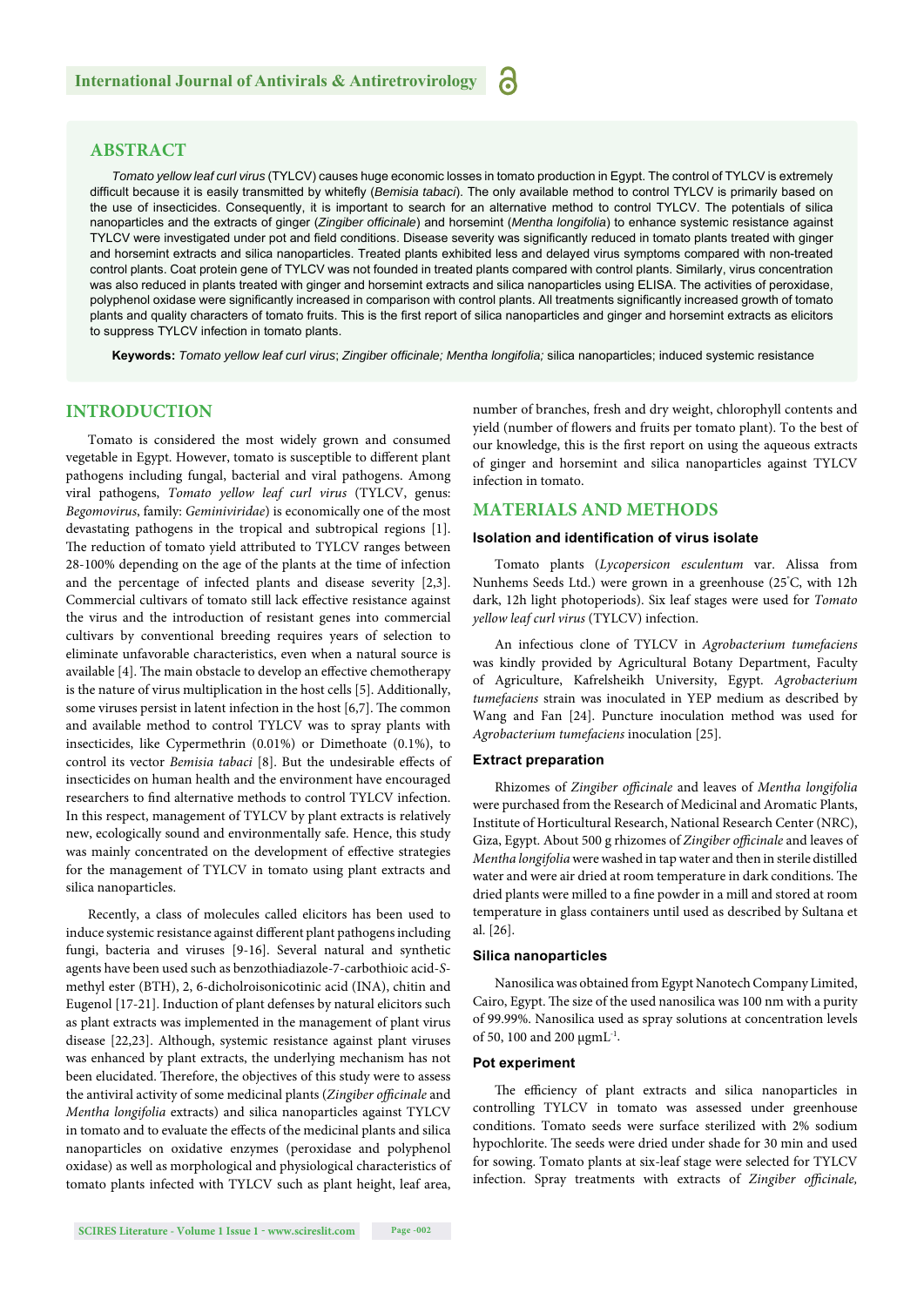## ABSTRACT

*Tomato yellow leaf curl virus* (TYLCV) causes huge economic losses in tomato production in Egypt. The control of TYLCV is extremely difficult because it is easily transmitted by whitefly (*Bemisia tabaci*). The only available method to control TYLCV is primarily based on the use of insecticides. Consequently, it is important to search for an alternative method to control TYLCV. The potentials of silica nanoparticles and the extracts of ginger (*Zingiber officinale*) and horsemint (*Mentha longifolia*) to enhance systemic resistance against TYLCV were investigated under pot and field conditions. Disease severity was significantly reduced in tomato plants treated with ginger and horsemint extracts and silica nanoparticles. Treated plants exhibited less and delayed virus symptoms compared with non-treated control plants. Coat protein gene of TYLCV was not founded in treated plants compared with control plants. Similarly, virus concentration was also reduced in plants treated with ginger and horsemint extracts and silica nanoparticles using ELISA. The activities of peroxidase, polyphenol oxidase were significantly increased in comparison with control plants. All treatments significantly increased growth of tomato plants and quality characters of tomato fruits. This is the first report of silica nanoparticles and ginger and horsemint extracts as elicitors to suppress TYLCV infection in tomato plants.

**Keywords:** *Tomato yellow leaf curl virus*; *Zingiber officinale; Mentha longifolia;* silica nanoparticles; induced systemic resistance

## INTRODUCTION

Tomato is considered the most widely grown and consumed vegetable in Egypt. However, tomato is susceptible to different plant pathogens including fungal, bacterial and viral pathogens. Among viral pathogens, *Tomato yellow leaf curl virus* (TYLCV, genus: *Begomovirus*, family: *Geminiviridae*) is economically one of the most devastating pathogens in the tropical and subtropical regions [1]. The reduction of tomato yield attributed to TYLCV ranges between 28-100% depending on the age of the plants at the time of infection and the percentage of infected plants and disease severity [2,3]. Commercial cultivars of tomato still lack effective resistance against the virus and the introduction of resistant genes into commercial cultivars by conventional breeding requires years of selection to eliminate unfavorable characteristics, even when a natural source is available [4]. The main obstacle to develop an effective chemotherapy is the nature of virus multiplication in the host cells [5]. Additionally, some viruses persist in latent infection in the host [6,7]. The common and available method to control TYLCV was to spray plants with insecticides, like Cypermethrin (0.01%) or Dimethoate (0.1%), to control its vector *Bemisia tabaci* [8]. But the undesirable effects of insecticides on human health and the environment have encouraged researchers to find alternative methods to control TYLCV infection. In this respect, management of TYLCV by plant extracts is relatively new, ecologically sound and environmentally safe. Hence, this study was mainly concentrated on the development of effective strategies for the management of TYLCV in tomato using plant extracts and silica nanoparticles.

Recently, a class of molecules called elicitors has been used to induce systemic resistance against different plant pathogens including fungi, bacteria and viruses [9-16]. Several natural and synthetic agents have been used such as benzothiadiazole-7-carbothioic acid-*S*-methyl ester (BTH), 2, 6-dicholroisonicotinic acid (INA), chitin and Eugenol [17-21]. Induction of plant defenses by natural elicitors such as plant extracts was implemented in the management of plant virus disease [22,23]. Although, systemic resistance against plant viruses was enhanced by plant extracts, the underlying mechanism has not been elucidated. Therefore, the objectives of this study were to assess the antiviral activity of some medicinal plants (*Zingiber officinale* and *Mentha longifolia* extracts) and silica nanoparticles against TYLCV in tomato and to evaluate the effects of the medicinal plants and silica nanoparticles on oxidative enzymes (peroxidase and polyphenol oxidase) as well as morphological and physiological characteristics of tomato plants infected with TYLCV such as plant height, leaf area, number of branches, fresh and dry weight, chlorophyll contents and yield (number of flowers and fruits per tomato plant). To the best of our knowledge, this is the first report on using the aqueous extracts of ginger and horsemint and silica nanoparticles against TYLCV infection in tomato.

## MATERIALS AND METHODS

### Isolation and identification of virus isolate

Tomato plants (*Lycopersicon esculentum* var. Alissa from Nunhems Seeds Ltd.) were grown in a greenhouse (25°C, with 12h dark, 12h light photoperiods). Six leaf stages were used for *Tomato yellow leaf curl virus* (TYLCV) infection.

An infectious clone of TYLCV in *Agrobacterium tumefaciens* was kindly provided by Agricultural Botany Department, Faculty of Agriculture, Kafrelsheikh University, Egypt. *Agrobacterium tumefaciens* strain was inoculated in YEP medium as described by Wang and Fan [24]. Puncture inoculation method was used for *Agrobacterium tumefaciens* inoculation [25].

### Extract preparation

Rhizomes of *Zingiber officinale* and leaves of *Mentha longifolia* were purchased from the Research of Medicinal and Aromatic Plants, Institute of Horticultural Research, National Research Center (NRC), Giza, Egypt. About 500 g rhizomes of *Zingiber officinale* and leaves of *Mentha longifolia* were washed in tap water and then in sterile distilled water and were air dried at room temperature in dark conditions. The dried plants were milled to a fine powder in a mill and stored at room temperature in glass containers until used as described by Sultana et al. [26].

### Silica nanoparticles

Nanosilica was obtained from Egypt Nanotech Company Limited, Cairo, Egypt. The size of the used nanosilica was 100 nm with a purity of 99.99%. Nanosilica used as spray solutions at concentration levels of 50, 100 and 200 $\mu g mL^{-1}$.

### Pot experiment

The efficiency of plant extracts and silica nanoparticles in controlling TYLCV in tomato was assessed under greenhouse conditions. Tomato seeds were surface sterilized with 2% sodium hypochlorite. The seeds were dried under shade for 30 min and used for sowing. Tomato plants at six-leaf stage were selected for TYLCV infection. Spray treatments with extracts of *Zingiber officinale,*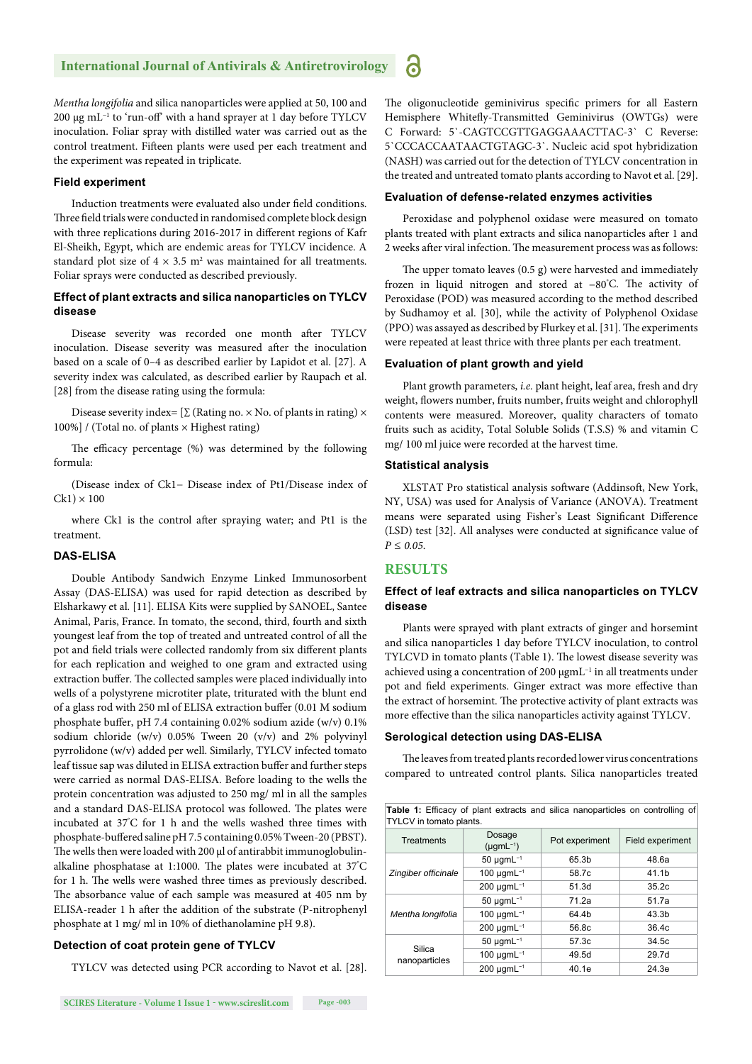*Mentha longifolia* and silica nanoparticles were applied at 50, 100 and 200 µg mL$^{-1}$ to 'run-off' with a hand sprayer at 1 day before TYLCV inoculation. Foliar spray with distilled water was carried out as the control treatment. Fifteen plants were used per each treatment and the experiment was repeated in triplicate.

### Field experiment

Induction treatments were evaluated also under field conditions. Three field trials were conducted in randomised complete block design with three replications during 2016-2017 in different regions of Kafr El-Sheikh, Egypt, which are endemic areas for TYLCV incidence. A standard plot size of 4 × 3.5 m$^2$ was maintained for all treatments. Foliar sprays were conducted as described previously.

### Effect of plant extracts and silica nanoparticles on TYLCV disease

Disease severity was recorded one month after TYLCV inoculation. Disease severity was measured after the inoculation based on a scale of 0–4 as described earlier by Lapidot et al. [27]. A severity index was calculated, as described earlier by Raupach et al. [28] from the disease rating using the formula:

Disease severity index= [∑ (Rating no. × No. of plants in rating) × 100%] / (Total no. of plants × Highest rating)

The efficacy percentage (%) was determined by the following formula:

(Disease index of Ck1– Disease index of Pt1/Disease index of Ck1) × 100

where Ck1 is the control after spraying water; and Pt1 is the treatment.

### DAS-ELISA

Double Antibody Sandwich Enzyme Linked Immunosorbent Assay (DAS-ELISA) was used for rapid detection as described by Elsharkawy et al. [11]. ELISA Kits were supplied by SANOEL, Santee Animal, Paris, France. In tomato, the second, third, fourth and sixth youngest leaf from the top of treated and untreated control of all the pot and field trials were collected randomly from six different plants for each replication and weighed to one gram and extracted using extraction buffer. The collected samples were placed individually into wells of a polystyrene microtiter plate, triturated with the blunt end of a glass rod with 250 ml of ELISA extraction buffer (0.01 M sodium phosphate buffer, pH 7.4 containing 0.02% sodium azide (w/v) 0.1% sodium chloride (w/v) 0.05% Tween 20 (v/v) and 2% polyvinyl pyrrolidone (w/v) added per well. Similarly, TYLCV infected tomato leaf tissue sap was diluted in ELISA extraction buffer and further steps were carried as normal DAS-ELISA. Before loading to the wells the protein concentration was adjusted to 250 mg/ ml in all the samples and a standard DAS-ELISA protocol was followed. The plates were incubated at 37°C for 1 h and the wells washed three times with phosphate-buffered saline pH 7.5 containing 0.05% Tween-20 (PBST). The wells then were loaded with 200 µl of antirabbit immunoglobulin-alkaline phosphatase at 1:1000. The plates were incubated at 37°C for 1 h. The wells were washed three times as previously described. The absorbance value of each sample was measured at 405 nm by ELISA-reader 1 h after the addition of the substrate (P-nitrophenyl phosphate at 1 mg/ ml in 10% of diethanolamine pH 9.8).

### Detection of coat protein gene of TYLCV

TYLCV was detected using PCR according to Navot et al. [28]. The oligonucleotide geminivirus specific primers for all Eastern Hemisphere Whitefly-Transmitted Geminivirus (OWTGs) were C Forward: 5`-CAGTCCGTTGAGGAAACTTAC-3` C Reverse: 5`CCCACCAATAACTGTAGC-3`. Nucleic acid spot hybridization (NASH) was carried out for the detection of TYLCV concentration in the treated and untreated tomato plants according to Navot et al. [29].

### Evaluation of defense-related enzymes activities

Peroxidase and polyphenol oxidase were measured on tomato plants treated with plant extracts and silica nanoparticles after 1 and 2 weeks after viral infection. The measurement process was as follows:

The upper tomato leaves (0.5 g) were harvested and immediately frozen in liquid nitrogen and stored at –80°C. The activity of Peroxidase (POD) was measured according to the method described by Sudhamoy et al. [30], while the activity of Polyphenol Oxidase (PPO) was assayed as described by Flurkey et al. [31]. The experiments were repeated at least thrice with three plants per each treatment.

### Evaluation of plant growth and yield

Plant growth parameters, *i.e.* plant height, leaf area, fresh and dry weight, flowers number, fruits number, fruits weight and chlorophyll contents were measured. Moreover, quality characters of tomato fruits such as acidity, Total Soluble Solids (T.S.S) % and vitamin C mg/ 100 ml juice were recorded at the harvest time.

### Statistical analysis

XLSTAT Pro statistical analysis software (Addinsoft, New York, NY, USA) was used for Analysis of Variance (ANOVA). Treatment means were separated using Fisher's Least Significant Difference (LSD) test [32]. All analyses were conducted at significance value of $P \leq 0.05$.

## RESULTS

### Effect of leaf extracts and silica nanoparticles on TYLCV disease

Plants were sprayed with plant extracts of ginger and horsemint and silica nanoparticles 1 day before TYLCV inoculation, to control TYLCVD in tomato plants (Table 1). The lowest disease severity was achieved using a concentration of 200 µgmL$^{-1}$ in all treatments under pot and field experiments. Ginger extract was more effective than the extract of horsemint. The protective activity of plant extracts was more effective than the silica nanoparticles activity against TYLCV.

### Serological detection using DAS-ELISA

The leaves from treated plants recorded lower virus concentrations compared to untreated control plants. Silica nanoparticles treated

**Table 1:** Efficacy of plant extracts and silica nanoparticles on controlling of TYLCV in tomato plants.

| Treatments | Dosage (µgmL$^{-1}$) | Pot experiment | Field experiment |
|---|---|---|---|
| *Zingiber officinale* | 50 µgmL$^{-1}$ | 65.3b | 48.6a |
| | 100 µgmL$^{-1}$ | 58.7c | 41.1b |
| | 200 µgmL$^{-1}$ | 51.3d | 35.2c |
| *Mentha longifolia* | 50 µgmL$^{-1}$ | 71.2a | 51.7a |
| | 100 µgmL$^{-1}$ | 64.4b | 43.3b |
| | 200 µgmL$^{-1}$ | 56.8c | 36.4c |
| Silica nanoparticles | 50 µgmL$^{-1}$ | 57.3c | 34.5c |
| | 100 µgmL$^{-1}$ | 49.5d | 29.7d |
| | 200 µgmL$^{-1}$ | 40.1e | 24.3e |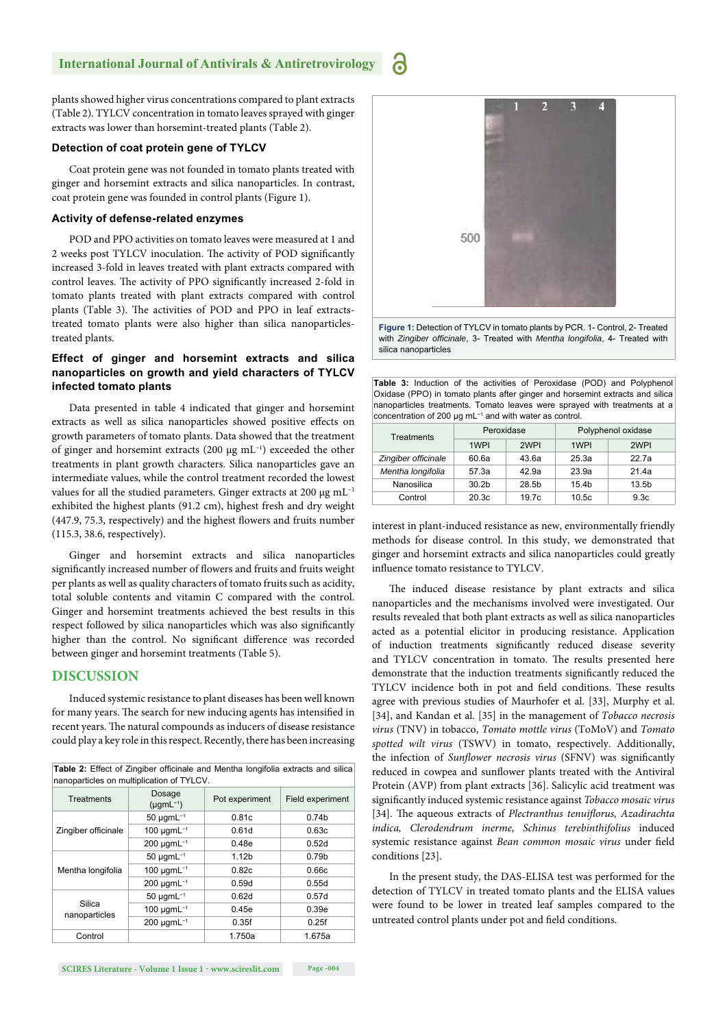plants showed higher virus concentrations compared to plant extracts (Table 2). TYLCV concentration in tomato leaves sprayed with ginger extracts was lower than horsemint-treated plants (Table 2).

### Detection of coat protein gene of TYLCV

Coat protein gene was not founded in tomato plants treated with ginger and horsemint extracts and silica nanoparticles. In contrast, coat protein gene was founded in control plants (Figure 1).

### Activity of defense-related enzymes

POD and PPO activities on tomato leaves were measured at 1 and 2 weeks post TYLCV inoculation. The activity of POD significantly increased 3-fold in leaves treated with plant extracts compared with control leaves. The activity of PPO significantly increased 2-fold in tomato plants treated with plant extracts compared with control plants (Table 3). The activities of POD and PPO in leaf extracts-treated tomato plants were also higher than silica nanoparticles-treated plants.

### Effect of ginger and horsemint extracts and silica nanoparticles on growth and yield characters of TYLCV infected tomato plants

Data presented in table 4 indicated that ginger and horsemint extracts as well as silica nanoparticles showed positive effects on growth parameters of tomato plants. Data showed that the treatment of ginger and horsemint extracts (200 μg mL$^{-1}$) exceeded the other treatments in plant growth characters. Silica nanoparticles gave an intermediate values, while the control treatment recorded the lowest values for all the studied parameters. Ginger extracts at 200 μg mL$^{-1}$ exhibited the highest plants (91.2 cm), highest fresh and dry weight (447.9, 75.3, respectively) and the highest flowers and fruits number (115.3, 38.6, respectively).

Ginger and horsemint extracts and silica nanoparticles significantly increased number of flowers and fruits and fruits weight per plants as well as quality characters of tomato fruits such as acidity, total soluble contents and vitamin C compared with the control. Ginger and horsemint treatments achieved the best results in this respect followed by silica nanoparticles which was also significantly higher than the control. No significant difference was recorded between ginger and horsemint treatments (Table 5).

## DISCUSSION

Induced systemic resistance to plant diseases has been well known for many years. The search for new inducing agents has intensified in recent years. The natural compounds as inducers of disease resistance could play a key role in this respect. Recently, there has been increasing interest in plant-induced resistance as new, environmentally friendly methods for disease control. In this study, we demonstrated that ginger and horsemint extracts and silica nanoparticles could greatly influence tomato resistance to TYLCV.

The induced disease resistance by plant extracts and silica nanoparticles and the mechanisms involved were investigated. Our results revealed that both plant extracts as well as silica nanoparticles acted as a potential elicitor in producing resistance. Application of induction treatments significantly reduced disease severity and TYLCV concentration in tomato. The results presented here demonstrate that the induction treatments significantly reduced the TYLCV incidence both in pot and field conditions. These results agree with previous studies of Maurhofer et al. [33], Murphy et al. [34], and Kandan et al. [35] in the management of *Tobacco necrosis virus* (TNV) in tobacco, *Tomato mottle virus* (ToMoV) and *Tomato spotted wilt virus* (TSWV) in tomato, respectively. Additionally, the infection of *Sunflower necrosis virus* (SFNV) was significantly reduced in cowpea and sunflower plants treated with the Antiviral Protein (AVP) from plant extracts [36]. Salicylic acid treatment was significantly induced systemic resistance against *Tobacco mosaic virus* [34]. The aqueous extracts of *Plectranthus tenuiflorus, Azadirachta indica, Clerodendrum inerme, Schinus terebinthifolius* induced systemic resistance against *Bean common mosaic virus* under field conditions [23].

In the present study, the DAS-ELISA test was performed for the detection of TYLCV in treated tomato plants and the ELISA values were found to be lower in treated leaf samples compared to the untreated control plants under pot and field conditions.

**Figure 1:** Detection of TYLCV in tomato plants by PCR. 1- Control, 2- Treated with *Zingiber officinale*, 3- Treated with *Mentha longifolia*, 4- Treated with silica nanoparticles

**Table 2:** Effect of Zingiber officinale and Mentha longifolia extracts and silica nanoparticles on multiplication of TYLCV.

| Treatments | Dosage (μgmL$^{-1}$) | Pot experiment | Field experiment |
|---|---|---|---|
| Zingiber officinale | 50 μgmL$^{-1}$ | 0.81c | 0.74b |
| | 100 μgmL$^{-1}$ | 0.61d | 0.63c |
| | 200 μgmL$^{-1}$ | 0.48e | 0.52d |
| Mentha longifolia | 50 μgmL$^{-1}$ | 1.12b | 0.79b |
| | 100 μgmL$^{-1}$ | 0.82c | 0.66c |
| | 200 μgmL$^{-1}$ | 0.59d | 0.55d |
| Silica nanoparticles | 50 μgmL$^{-1}$ | 0.62d | 0.57d |
| | 100 μgmL$^{-1}$ | 0.45e | 0.39e |
| | 200 μgmL$^{-1}$ | 0.35f | 0.25f |
| Control | | 1.750a | 1.675a |

**Table 3:** Induction of the activities of Peroxidase (POD) and Polyphenol Oxidase (PPO) in tomato plants after ginger and horsemint extracts and silica nanoparticles treatments. Tomato leaves were sprayed with treatments at a concentration of 200 μg mL$^{-1}$ and with water as control.

| Treatments | Peroxidase | | Polyphenol oxidase | |
|---|---|---|---|---|
| | 1WPI | 2WPI | 1WPI | 2WPI |
| *Zingiber officinale* | 60.6a | 43.6a | 25.3a | 22.7a |
| *Mentha longifolia* | 57.3a | 42.9a | 23.9a | 21.4a |
| Nanosilica | 30.2b | 28.5b | 15.4b | 13.5b |
| Control | 20.3c | 19.7c | 10.5c | 9.3c |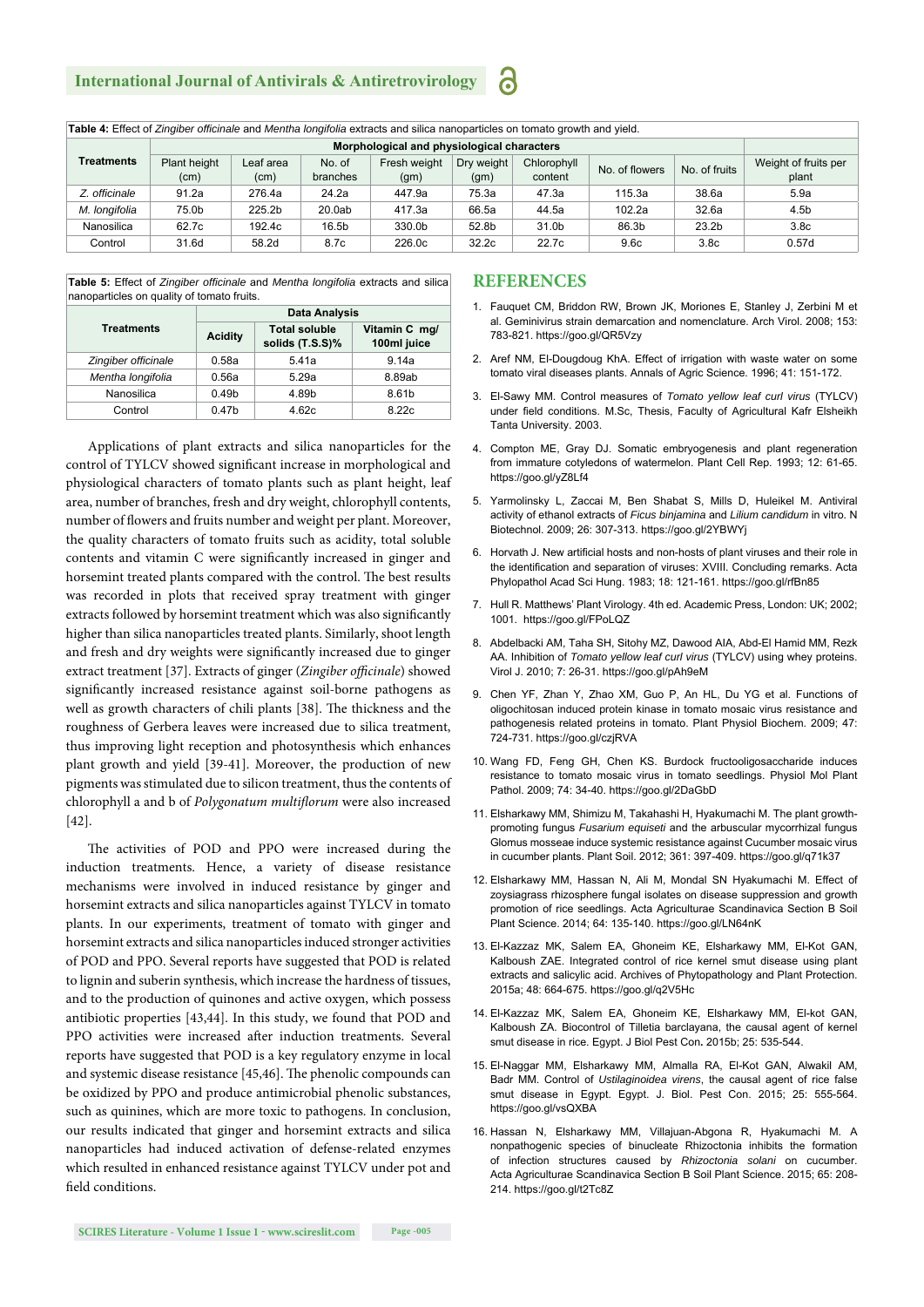**Table 4:** Effect of *Zingiber officinale* and *Mentha longifolia* extracts and silica nanoparticles on tomato growth and yield.

| Treatments | Morphological and physiological characters | | | | | | | | |
|---|---|---|---|---|---|---|---|---|---|
| | Plant height (cm) | Leaf area (cm) | No. of branches | Fresh weight (gm) | Dry weight (gm) | Chlorophyll content | No. of flowers | No. of fruits | Weight of fruits per plant |
| *Z. officinale* | 91.2a | 276.4a | 24.2a | 447.9a | 75.3a | 47.3a | 115.3a | 38.6a | 5.9a |
| *M. longifolia* | 75.0b | 225.2b | 20.0ab | 417.3a | 66.5a | 44.5a | 102.2a | 32.6a | 4.5b |
| Nanosilica | 62.7c | 192.4c | 16.5b | 330.0b | 52.8b | 31.0b | 86.3b | 23.2b | 3.8c |
| Control | 31.6d | 58.2d | 8.7c | 226.0c | 32.2c | 22.7c | 9.6c | 3.8c | 0.57d |

**Table 5:** Effect of *Zingiber officinale* and *Mentha longifolia* extracts and silica nanoparticles on quality of tomato fruits.

| Treatments | Data Analysis | | |
|---|---|---|---|
| | **Acidity** | **Total soluble solids (T.S.S)%** | **Vitamin C mg/ 100ml juice** |
| *Zingiber officinale* | 0.58a | 5.41a | 9.14a |
| *Mentha longifolia* | 0.56a | 5.29a | 8.89ab |
| Nanosilica | 0.49b | 4.89b | 8.61b |
| Control | 0.47b | 4.62c | 8.22c |

Applications of plant extracts and silica nanoparticles for the control of TYLCV showed significant increase in morphological and physiological characters of tomato plants such as plant height, leaf area, number of branches, fresh and dry weight, chlorophyll contents, number of flowers and fruits number and weight per plant. Moreover, the quality characters of tomato fruits such as acidity, total soluble contents and vitamin C were significantly increased in ginger and horsemint treated plants compared with the control. The best results was recorded in plots that received spray treatment with ginger extracts followed by horsemint treatment which was also significantly higher than silica nanoparticles treated plants. Similarly, shoot length and fresh and dry weights were significantly increased due to ginger extract treatment [37]. Extracts of ginger (*Zingiber officinale*) showed significantly increased resistance against soil-borne pathogens as well as growth characters of chili plants [38]. The thickness and the roughness of Gerbera leaves were increased due to silica treatment, thus improving light reception and photosynthesis which enhances plant growth and yield [39-41]. Moreover, the production of new pigments was stimulated due to silicon treatment, thus the contents of chlorophyll a and b of *Polygonatum multiflorum* were also increased [42].

The activities of POD and PPO were increased during the induction treatments. Hence, a variety of disease resistance mechanisms were involved in induced resistance by ginger and horsemint extracts and silica nanoparticles against TYLCV in tomato plants. In our experiments, treatment of tomato with ginger and horsemint extracts and silica nanoparticles induced stronger activities of POD and PPO. Several reports have suggested that POD is related to lignin and suberin synthesis, which increase the hardness of tissues, and to the production of quinones and active oxygen, which possess antibiotic properties [43,44]. In this study, we found that POD and PPO activities were increased after induction treatments. Several reports have suggested that POD is a key regulatory enzyme in local and systemic disease resistance [45,46]. The phenolic compounds can be oxidized by PPO and produce antimicrobial phenolic substances, such as quinines, which are more toxic to pathogens. In conclusion, our results indicated that ginger and horsemint extracts and silica nanoparticles had induced activation of defense-related enzymes which resulted in enhanced resistance against TYLCV under pot and field conditions.

## REFERENCES

1. Fauquet CM, Briddon RW, Brown JK, Moriones E, Stanley J, Zerbini M et al. Geminivirus strain demarcation and nomenclature. Arch Virol. 2008; 153: 783-821. https://goo.gl/QR5Vzy
2. Aref NM, El-Dougdoug KhA. Effect of irrigation with waste water on some tomato viral diseases plants. Annals of Agric Science. 1996; 41: 151-172.
3. El-Sawy MM. Control measures of *Tomato yellow leaf curl virus* (TYLCV) under field conditions. M.Sc, Thesis, Faculty of Agricultural Kafr Elsheikh Tanta University. 2003.
4. Compton ME, Gray DJ. Somatic embryogenesis and plant regeneration from immature cotyledons of watermelon. Plant Cell Rep. 1993; 12: 61-65. https://goo.gl/yZ8Lf4
5. Yarmolinsky L, Zaccai M, Ben Shabat S, Mills D, Huleikel M. Antiviral activity of ethanol extracts of *Ficus binjamina* and *Lilium candidum* in vitro. N Biotechnol. 2009; 26: 307-313. https://goo.gl/2YBWYj
6. Horvath J. New artificial hosts and non-hosts of plant viruses and their role in the identification and separation of viruses: XVIII. Concluding remarks. Acta Phylopathol Acad Sci Hung. 1983; 18: 121-161. https://goo.gl/rfBn85
7. Hull R. Matthews' Plant Virology. 4th ed. Academic Press, London: UK; 2002; 1001. https://goo.gl/FPoLQZ
8. Abdelbacki AM, Taha SH, Sitohy MZ, Dawood AIA, Abd-El Hamid MM, Rezk AA. Inhibition of *Tomato yellow leaf curl virus* (TYLCV) using whey proteins. Virol J. 2010; 7: 26-31. https://goo.gl/pAh9eM
9. Chen YF, Zhan Y, Zhao XM, Guo P, An HL, Du YG et al. Functions of oligochitosan induced protein kinase in tomato mosaic virus resistance and pathogenesis related proteins in tomato. Plant Physiol Biochem. 2009; 47: 724-731. https://goo.gl/czjRVA
10. Wang FD, Feng GH, Chen KS. Burdock fructooligosaccharide induces resistance to tomato mosaic virus in tomato seedlings. Physiol Mol Plant Pathol. 2009; 74: 34-40. https://goo.gl/2DaGbD
11. Elsharkawy MM, Shimizu M, Takahashi H, Hyakumachi M. The plant growth-promoting fungus *Fusarium equiseti* and the arbuscular mycorrhizal fungus Glomus mosseae induce systemic resistance against Cucumber mosaic virus in cucumber plants. Plant Soil. 2012; 361: 397-409. https://goo.gl/q71k37
12. Elsharkawy MM, Hassan N, Ali M, Mondal SN Hyakumachi M. Effect of zoysiagrass rhizosphere fungal isolates on disease suppression and growth promotion of rice seedlings. Acta Agriculturae Scandinavica Section B Soil Plant Science. 2014; 64: 135-140. https://goo.gl/LN64nK
13. El-Kazzaz MK, Salem EA, Ghoneim KE, Elsharkawy MM, El-Kot GAN, Kalboush ZAE. Integrated control of rice kernel smut disease using plant extracts and salicylic acid. Archives of Phytopathology and Plant Protection. 2015a; 48: 664-675. https://goo.gl/q2V5Hc
14. El-Kazzaz MK, Salem EA, Ghoneim KE, Elsharkawy MM, El-kot GAN, Kalboush ZA. Biocontrol of Tilletia barclayana, the causal agent of kernel smut disease in rice. Egypt. J Biol Pest Con**.** 2015b; 25: 535-544.
15. El-Naggar MM, Elsharkawy MM, Almalla RA, El-Kot GAN, Alwakil AM, Badr MM. Control of *Ustilaginoidea virens*, the causal agent of rice false smut disease in Egypt. Egypt. J. Biol. Pest Con. 2015; 25: 555-564. https://goo.gl/vsQXBA
16. Hassan N, Elsharkawy MM, Villajuan-Abgona R, Hyakumachi M. A nonpathogenic species of binucleate Rhizoctonia inhibits the formation of infection structures caused by *Rhizoctonia solani* on cucumber. Acta Agriculturae Scandinavica Section B Soil Plant Science. 2015; 65: 208-214. https://goo.gl/t2Tc8Z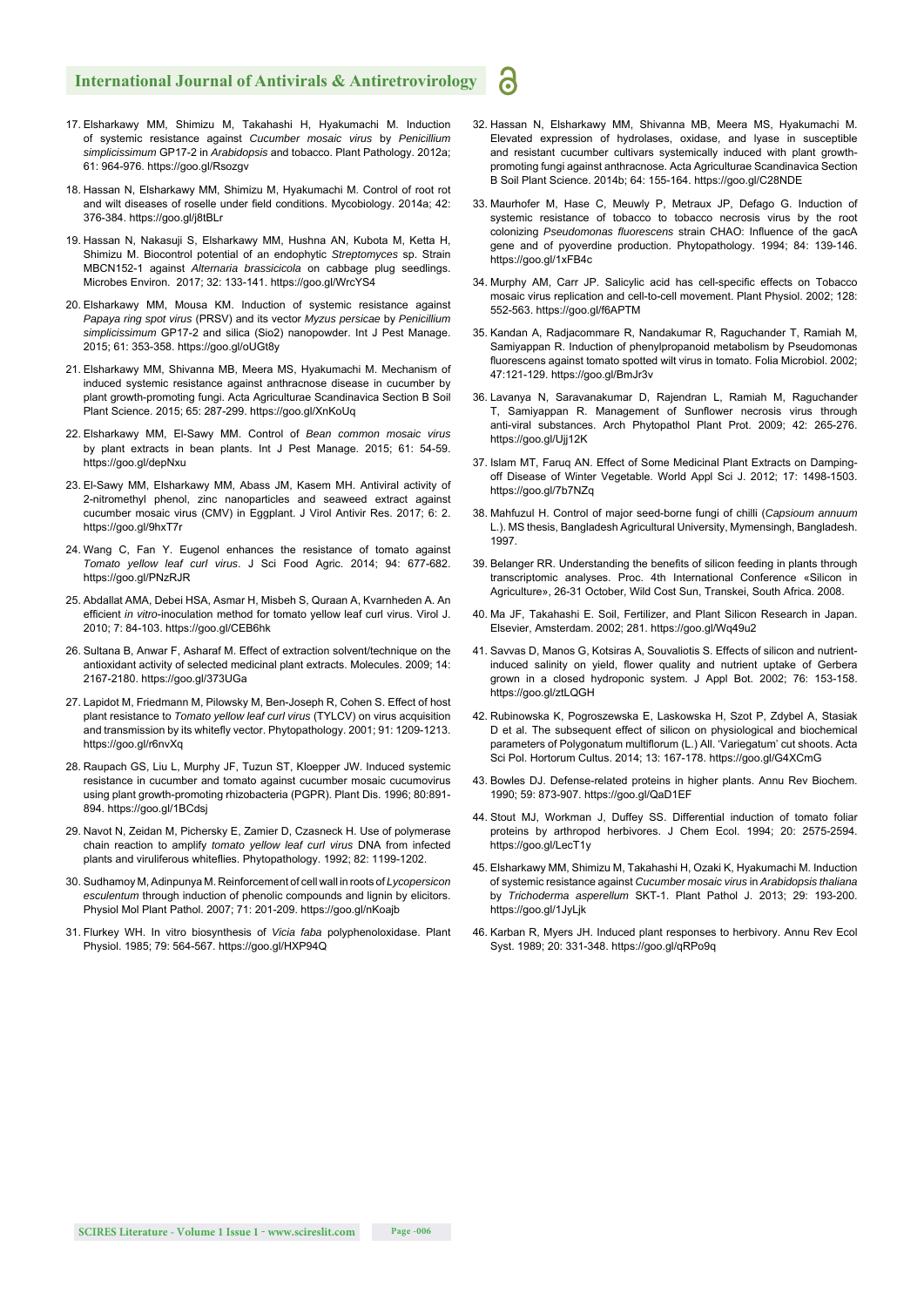17. Elsharkawy MM, Shimizu M, Takahashi H, Hyakumachi M. Induction of systemic resistance against *Cucumber mosaic virus* by *Penicillium simplicissimum* GP17-2 in *Arabidopsis* and tobacco. Plant Pathology. 2012a; 61: 964-976. https://goo.gl/Rsozgv

18. Hassan N, Elsharkawy MM, Shimizu M, Hyakumachi M. Control of root rot and wilt diseases of roselle under field conditions. Mycobiology. 2014a; 42: 376-384. https://goo.gl/j8tBLr

19. Hassan N, Nakasuji S, Elsharkawy MM, Hushna AN, Kubota M, Ketta H, Shimizu M. Biocontrol potential of an endophytic *Streptomyces* sp. Strain MBCN152-1 against *Alternaria brassicicola* on cabbage plug seedlings. Microbes Environ. 2017; 32: 133-141. https://goo.gl/WrcYS4

20. Elsharkawy MM, Mousa KM. Induction of systemic resistance against *Papaya ring spot virus* (PRSV) and its vector *Myzus persicae* by *Penicillium simplicissimum* GP17-2 and silica (Sio2) nanopowder. Int J Pest Manage. 2015; 61: 353-358. https://goo.gl/oUGt8y

21. Elsharkawy MM, Shivanna MB, Meera MS, Hyakumachi M. Mechanism of induced systemic resistance against anthracnose disease in cucumber by plant growth-promoting fungi. Acta Agriculturae Scandinavica Section B Soil Plant Science. 2015; 65: 287-299. https://goo.gl/XnKoUq

22. Elsharkawy MM, El-Sawy MM. Control of *Bean common mosaic virus* by plant extracts in bean plants. Int J Pest Manage. 2015; 61: 54-59. https://goo.gl/depNxu

23. El-Sawy MM, Elsharkawy MM, Abass JM, Kasem MH. Antiviral activity of 2-nitromethyl phenol, zinc nanoparticles and seaweed extract against cucumber mosaic virus (CMV) in Eggplant. J Virol Antivir Res. 2017; 6: 2. https://goo.gl/9hxT7r

24. Wang C, Fan Y. Eugenol enhances the resistance of tomato against *Tomato yellow leaf curl virus*. J Sci Food Agric. 2014; 94: 677-682. https://goo.gl/PNzRJR

25. Abdallat AMA, Debei HSA, Asmar H, Misbeh S, Quraan A, Kvarnheden A. An efficient *in vitro*-inoculation method for tomato yellow leaf curl virus. Virol J. 2010; 7: 84-103. https://goo.gl/CEB6hk

26. Sultana B, Anwar F, Asharaf M. Effect of extraction solvent/technique on the antioxidant activity of selected medicinal plant extracts. Molecules. 2009; 14: 2167-2180. https://goo.gl/373UGa

27. Lapidot M, Friedmann M, Pilowsky M, Ben-Joseph R, Cohen S. Effect of host plant resistance to *Tomato yellow leaf curl virus* (TYLCV) on virus acquisition and transmission by its whitefly vector. Phytopathology. 2001; 91: 1209-1213. https://goo.gl/r6nvXq

28. Raupach GS, Liu L, Murphy JF, Tuzun ST, Kloepper JW. Induced systemic resistance in cucumber and tomato against cucumber mosaic cucumovirus using plant growth-promoting rhizobacteria (PGPR). Plant Dis. 1996; 80:891-894. https://goo.gl/1BCdsj

29. Navot N, Zeidan M, Pichersky E, Zamier D, Czasneck H. Use of polymerase chain reaction to amplify *tomato yellow leaf curl virus* DNA from infected plants and viruliferous whiteflies. Phytopathology. 1992; 82: 1199-1202.

30. Sudhamoy M, Adinpunya M. Reinforcement of cell wall in roots of *Lycopersicon esculentum* through induction of phenolic compounds and lignin by elicitors. Physiol Mol Plant Pathol. 2007; 71: 201-209. https://goo.gl/nKoajb

31. Flurkey WH. In vitro biosynthesis of *Vicia faba* polyphenoloxidase. Plant Physiol. 1985; 79: 564-567. https://goo.gl/HXP94Q

32. Hassan N, Elsharkawy MM, Shivanna MB, Meera MS, Hyakumachi M. Elevated expression of hydrolases, oxidase, and lyase in susceptible and resistant cucumber cultivars systemically induced with plant growth-promoting fungi against anthracnose. Acta Agriculturae Scandinavica Section B Soil Plant Science. 2014b; 64: 155-164. https://goo.gl/C28NDE

33. Maurhofer M, Hase C, Meuwly P, Metraux JP, Defago G. Induction of systemic resistance of tobacco to tobacco necrosis virus by the root colonizing *Pseudomonas fluorescens* strain CHAO: Influence of the gacA gene and of pyoverdine production. Phytopathology. 1994; 84: 139-146. https://goo.gl/1xFB4c

34. Murphy AM, Carr JP. Salicylic acid has cell-specific effects on Tobacco mosaic virus replication and cell-to-cell movement. Plant Physiol. 2002; 128: 552-563. https://goo.gl/f6APTM

35. Kandan A, Radjacommare R, Nandakumar R, Raguchander T, Ramiah M, Samiyappan R. Induction of phenylpropanoid metabolism by Pseudomonas fluorescens against tomato spotted wilt virus in tomato. Folia Microbiol. 2002; 47:121-129. https://goo.gl/BmJr3v

36. Lavanya N, Saravanakumar D, Rajendran L, Ramiah M, Raguchander T, Samiyappan R. Management of Sunflower necrosis virus through anti-viral substances. Arch Phytopathol Plant Prot. 2009; 42: 265-276. https://goo.gl/Ujj12K

37. Islam MT, Faruq AN. Effect of Some Medicinal Plant Extracts on Damping-off Disease of Winter Vegetable. World Appl Sci J. 2012; 17: 1498-1503. https://goo.gl/7b7NZq

38. Mahfuzul H. Control of major seed-borne fungi of chilli (*Capsioum annuum* L.). MS thesis, Bangladesh Agricultural University, Mymensingh, Bangladesh. 1997.

39. Belanger RR. Understanding the benefits of silicon feeding in plants through transcriptomic analyses. Proc. 4th International Conference «Silicon in Agriculture», 26-31 October, Wild Cost Sun, Transkei, South Africa. 2008.

40. Ma JF, Takahashi E. Soil, Fertilizer, and Plant Silicon Research in Japan. Elsevier, Amsterdam. 2002; 281. https://goo.gl/Wq49u2

41. Savvas D, Manos G, Kotsiras A, Souvaliotis S. Effects of silicon and nutrient-induced salinity on yield, flower quality and nutrient uptake of Gerbera grown in a closed hydroponic system. J Appl Bot. 2002; 76: 153-158. https://goo.gl/ztLQGH

42. Rubinowska K, Pogroszewska E, Laskowska H, Szot P, Zdybel A, Stasiak D et al. The subsequent effect of silicon on physiological and biochemical parameters of Polygonatum multiflorum (L.) All. 'Variegatum' cut shoots. Acta Sci Pol. Hortorum Cultus. 2014; 13: 167-178. https://goo.gl/G4XCmG

43. Bowles DJ. Defense-related proteins in higher plants. Annu Rev Biochem. 1990; 59: 873-907. https://goo.gl/QaD1EF

44. Stout MJ, Workman J, Duffey SS. Differential induction of tomato foliar proteins by arthropod herbivores. J Chem Ecol. 1994; 20: 2575-2594. https://goo.gl/LecT1y

45. Elsharkawy MM, Shimizu M, Takahashi H, Ozaki K, Hyakumachi M. Induction of systemic resistance against *Cucumber mosaic virus* in *Arabidopsis thaliana* by *Trichoderma asperellum* SKT-1. Plant Pathol J. 2013; 29: 193-200. https://goo.gl/1JyLjk

46. Karban R, Myers JH. Induced plant responses to herbivory. Annu Rev Ecol Syst. 1989; 20: 331-348. https://goo.gl/qRPo9q